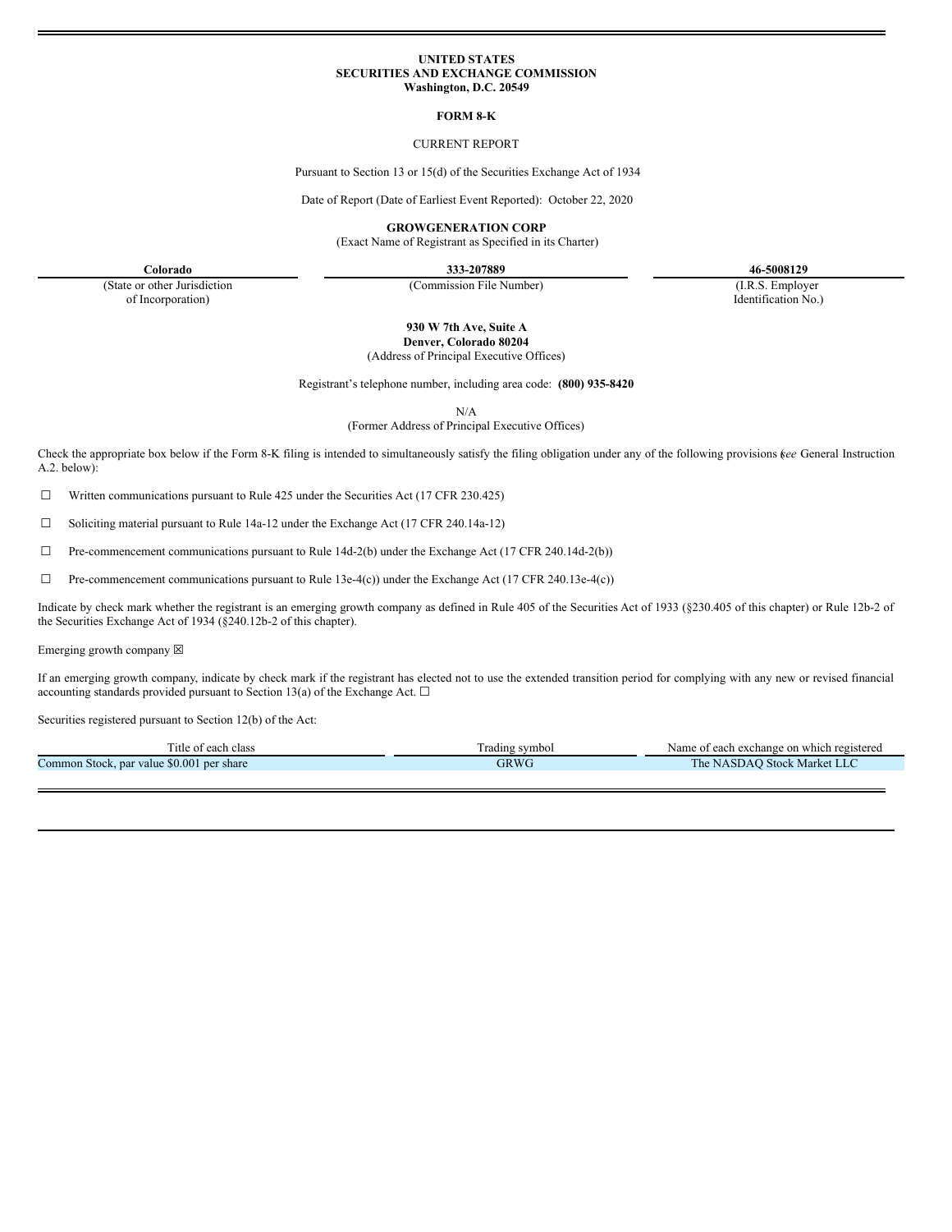**UNITED STATES**
**SECURITIES AND EXCHANGE COMMISSION**
**Washington, D.C. 20549**

**FORM 8-K**

CURRENT REPORT

Pursuant to Section 13 or 15(d) of the Securities Exchange Act of 1934

Date of Report (Date of Earliest Event Reported): October 22, 2020

**GROWGENERATION CORP**
(Exact Name of Registrant as Specified in its Charter)

| **Colorado** | **333-207889** | **46-5008129** |
|---|---|---|
| (State or other Jurisdiction of Incorporation) | (Commission File Number) | (I.R.S. Employer Identification No.) |

**930 W 7th Ave, Suite A**
**Denver, Colorado 80204**
(Address of Principal Executive Offices)

Registrant's telephone number, including area code: **(800) 935-8420**

N/A
(Former Address of Principal Executive Offices)

Check the appropriate box below if the Form 8-K filing is intended to simultaneously satisfy the filing obligation under any of the following provisions (*see* General Instruction A.2. below):

☐ Written communications pursuant to Rule 425 under the Securities Act (17 CFR 230.425)

☐ Soliciting material pursuant to Rule 14a-12 under the Exchange Act (17 CFR 240.14a-12)

☐ Pre-commencement communications pursuant to Rule 14d-2(b) under the Exchange Act (17 CFR 240.14d-2(b))

☐ Pre-commencement communications pursuant to Rule 13e-4(c)) under the Exchange Act (17 CFR 240.13e-4(c))

Indicate by check mark whether the registrant is an emerging growth company as defined in Rule 405 of the Securities Act of 1933 (§230.405 of this chapter) or Rule 12b-2 of the Securities Exchange Act of 1934 (§240.12b-2 of this chapter).

Emerging growth company ☒

If an emerging growth company, indicate by check mark if the registrant has elected not to use the extended transition period for complying with any new or revised financial accounting standards provided pursuant to Section 13(a) of the Exchange Act. ☐

Securities registered pursuant to Section 12(b) of the Act:

| Title of each class | Trading symbol | Name of each exchange on which registered |
|---|---|---|
| Common Stock, par value $0.001 per share | GRWG | The NASDAQ Stock Market LLC |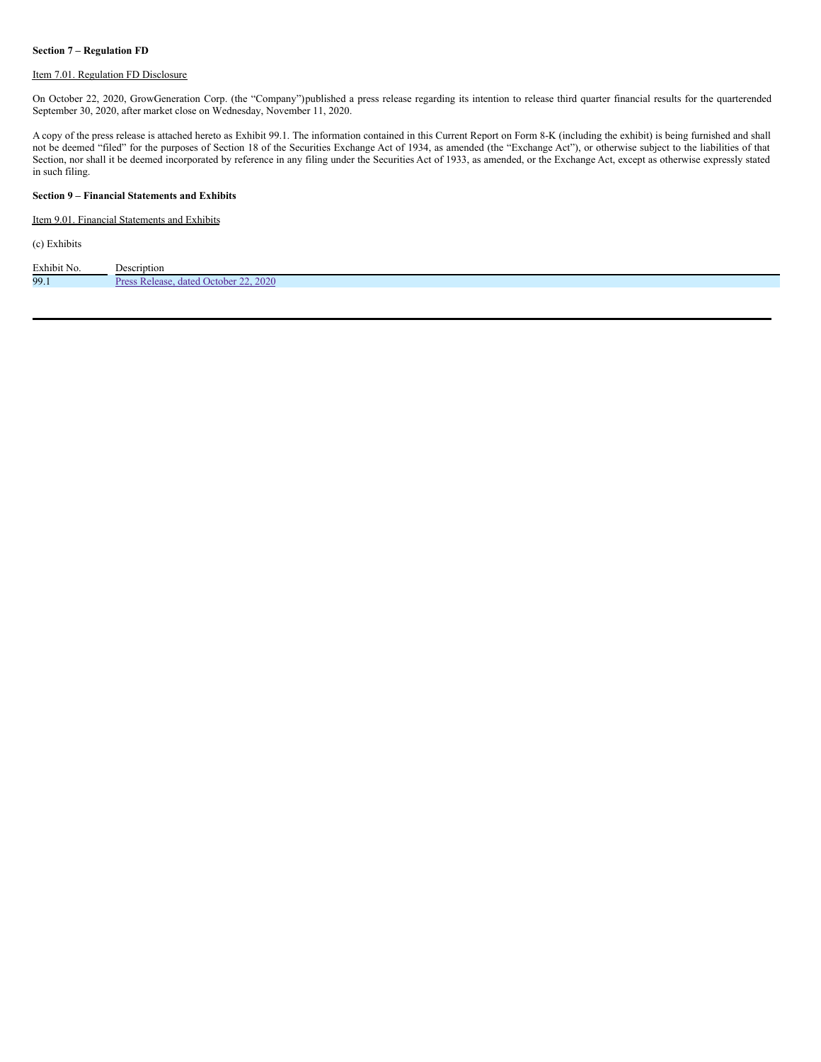**Section 7 – Regulation FD**

Item 7.01. Regulation FD Disclosure

On October 22, 2020, GrowGeneration Corp. (the "Company")published a press release regarding its intention to release third quarter financial results for the quarterended September 30, 2020, after market close on Wednesday, November 11, 2020.

A copy of the press release is attached hereto as Exhibit 99.1. The information contained in this Current Report on Form 8-K (including the exhibit) is being furnished and shall not be deemed "filed" for the purposes of Section 18 of the Securities Exchange Act of 1934, as amended (the "Exchange Act"), or otherwise subject to the liabilities of that Section, nor shall it be deemed incorporated by reference in any filing under the Securities Act of 1933, as amended, or the Exchange Act, except as otherwise expressly stated in such filing.

**Section 9 – Financial Statements and Exhibits**

Item 9.01. Financial Statements and Exhibits

(c) Exhibits

| Exhibit No. | Description |
|---|---|
| 99.1 | Press Release, dated October 22, 2020 |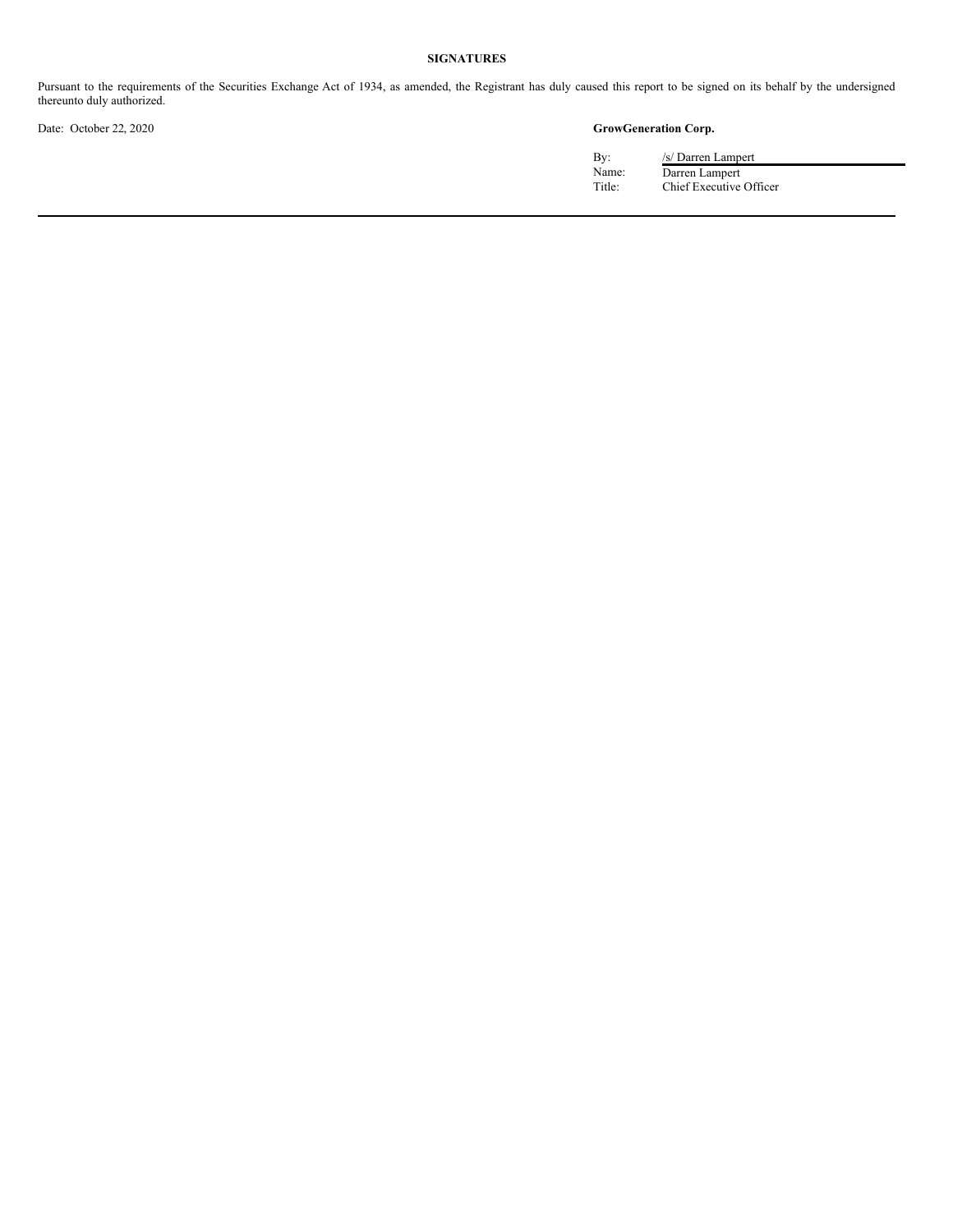## SIGNATURES

Pursuant to the requirements of the Securities Exchange Act of 1934, as amended, the Registrant has duly caused this report to be signed on its behalf by the undersigned thereunto duly authorized.

Date: October 22, 2020

**GrowGeneration Corp.**

| | |
|---|---|
| By: | /s/ Darren Lampert |
| Name: | Darren Lampert |
| Title: | Chief Executive Officer |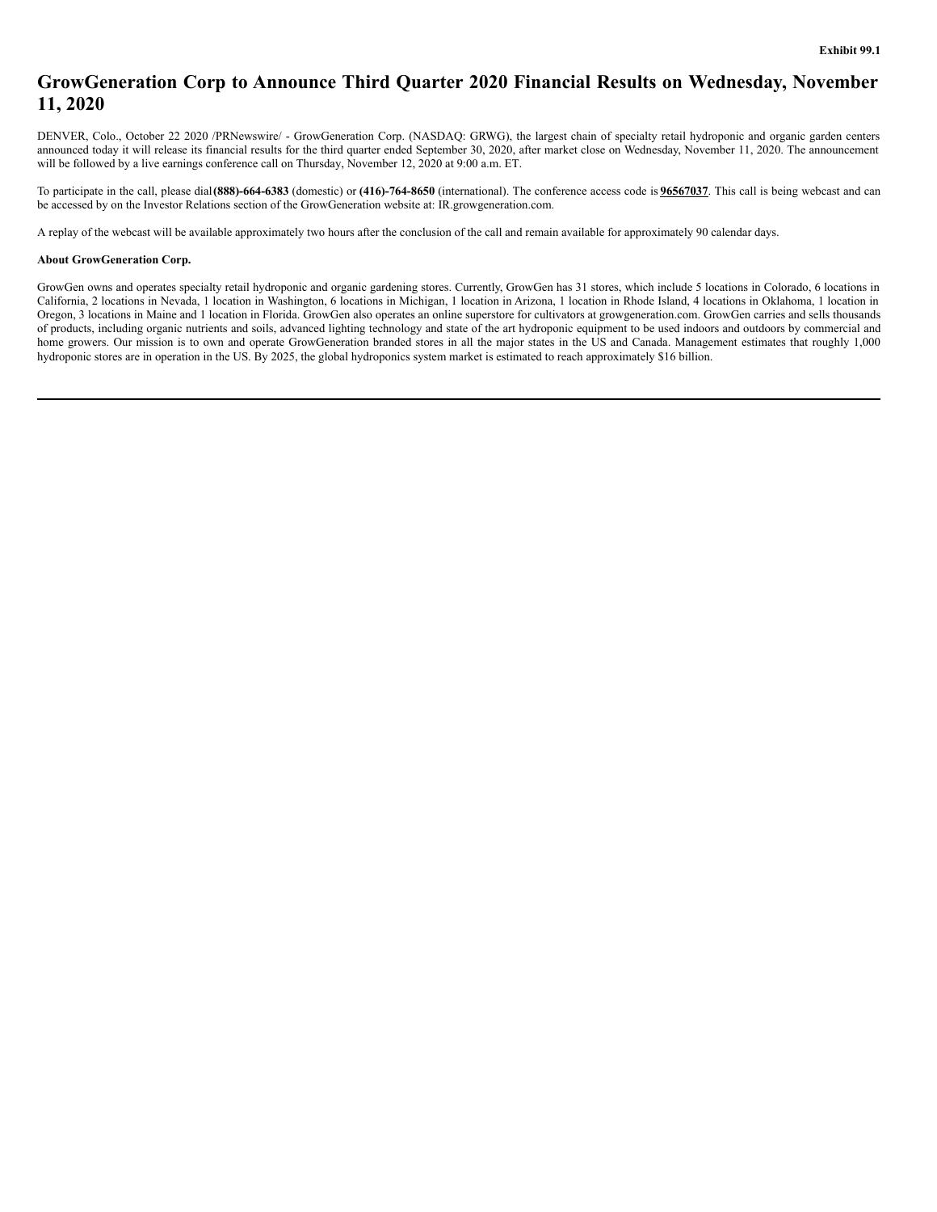**Exhibit 99.1**

# GrowGeneration Corp to Announce Third Quarter 2020 Financial Results on Wednesday, November 11, 2020

DENVER, Colo., October 22 2020 /PRNewswire/ - GrowGeneration Corp. (NASDAQ: GRWG), the largest chain of specialty retail hydroponic and organic garden centers announced today it will release its financial results for the third quarter ended September 30, 2020, after market close on Wednesday, November 11, 2020. The announcement will be followed by a live earnings conference call on Thursday, November 12, 2020 at 9:00 a.m. ET.

To participate in the call, please dial **(888)-664-6383** (domestic) or **(416)-764-8650** (international). The conference access code is **96567037**. This call is being webcast and can be accessed by on the Investor Relations section of the GrowGeneration website at: IR.growgeneration.com.

A replay of the webcast will be available approximately two hours after the conclusion of the call and remain available for approximately 90 calendar days.

**About GrowGeneration Corp.**

GrowGen owns and operates specialty retail hydroponic and organic gardening stores. Currently, GrowGen has 31 stores, which include 5 locations in Colorado, 6 locations in California, 2 locations in Nevada, 1 location in Washington, 6 locations in Michigan, 1 location in Arizona, 1 location in Rhode Island, 4 locations in Oklahoma, 1 location in Oregon, 3 locations in Maine and 1 location in Florida. GrowGen also operates an online superstore for cultivators at growgeneration.com. GrowGen carries and sells thousands of products, including organic nutrients and soils, advanced lighting technology and state of the art hydroponic equipment to be used indoors and outdoors by commercial and home growers. Our mission is to own and operate GrowGeneration branded stores in all the major states in the US and Canada. Management estimates that roughly 1,000 hydroponic stores are in operation in the US. By 2025, the global hydroponics system market is estimated to reach approximately $16 billion.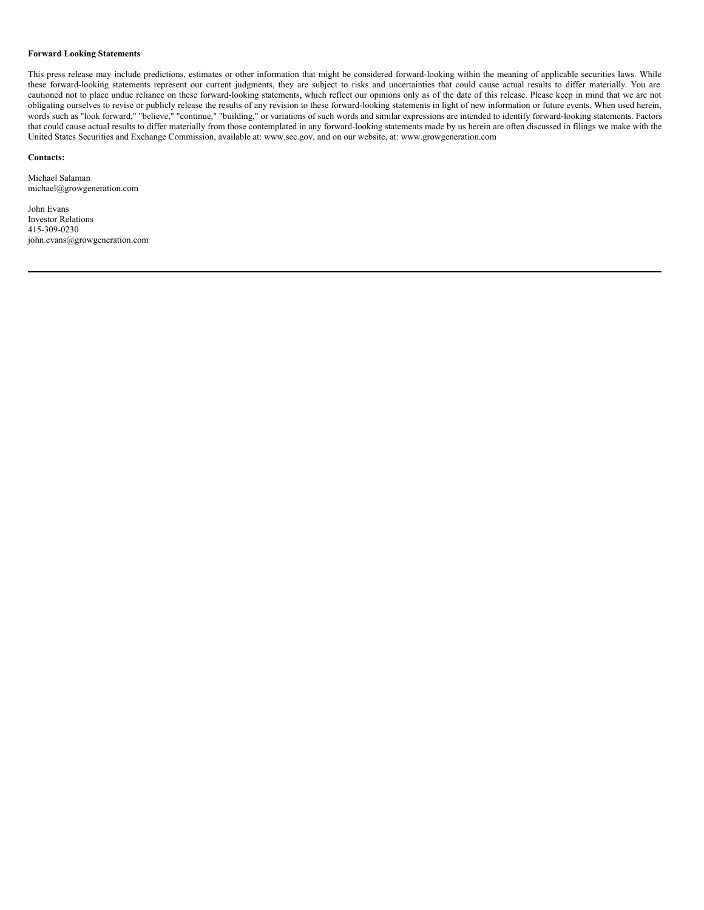**Forward Looking Statements**

This press release may include predictions, estimates or other information that might be considered forward-looking within the meaning of applicable securities laws. While these forward-looking statements represent our current judgments, they are subject to risks and uncertainties that could cause actual results to differ materially. You are cautioned not to place undue reliance on these forward-looking statements, which reflect our opinions only as of the date of this release. Please keep in mind that we are not obligating ourselves to revise or publicly release the results of any revision to these forward-looking statements in light of new information or future events. When used herein, words such as "look forward," "believe," "continue," "building," or variations of such words and similar expressions are intended to identify forward-looking statements. Factors that could cause actual results to differ materially from those contemplated in any forward-looking statements made by us herein are often discussed in filings we make with the United States Securities and Exchange Commission, available at: www.sec.gov, and on our website, at: www.growgeneration.com

**Contacts:**

Michael Salaman
michael@growgeneration.com

John Evans
Investor Relations
415-309-0230
john.evans@growgeneration.com